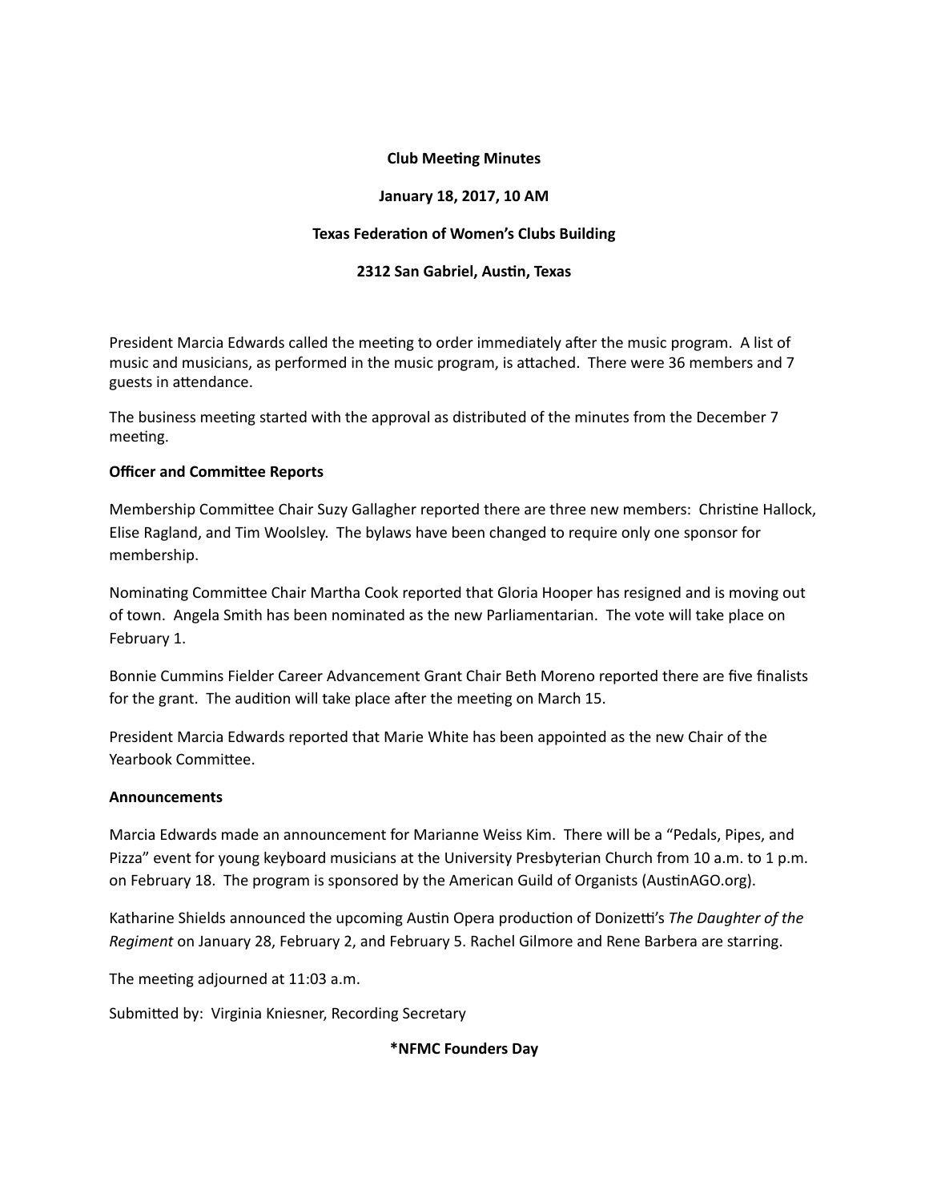**Club Meeting Minutes**

**January 18, 2017, 10 AM**

**Texas Federation of Women's Clubs Building**

**2312 San Gabriel, Austin, Texas**

President Marcia Edwards called the meeting to order immediately after the music program. A list of music and musicians, as performed in the music program, is attached. There were 36 members and 7 guests in attendance.

The business meeting started with the approval as distributed of the minutes from the December 7 meeting.

**Officer and Committee Reports**

Membership Committee Chair Suzy Gallagher reported there are three new members: Christine Hallock, Elise Ragland, and Tim Woolsley. The bylaws have been changed to require only one sponsor for membership.

Nominating Committee Chair Martha Cook reported that Gloria Hooper has resigned and is moving out of town. Angela Smith has been nominated as the new Parliamentarian. The vote will take place on February 1.

Bonnie Cummins Fielder Career Advancement Grant Chair Beth Moreno reported there are five finalists for the grant. The audition will take place after the meeting on March 15.

President Marcia Edwards reported that Marie White has been appointed as the new Chair of the Yearbook Committee.

**Announcements**

Marcia Edwards made an announcement for Marianne Weiss Kim. There will be a "Pedals, Pipes, and Pizza" event for young keyboard musicians at the University Presbyterian Church from 10 a.m. to 1 p.m. on February 18. The program is sponsored by the American Guild of Organists (AustinAGO.org).

Katharine Shields announced the upcoming Austin Opera production of Donizetti's *The Daughter of the Regiment* on January 28, February 2, and February 5. Rachel Gilmore and Rene Barbera are starring.

The meeting adjourned at 11:03 a.m.

Submitted by: Virginia Kniesner, Recording Secretary

**\*NFMC Founders Day**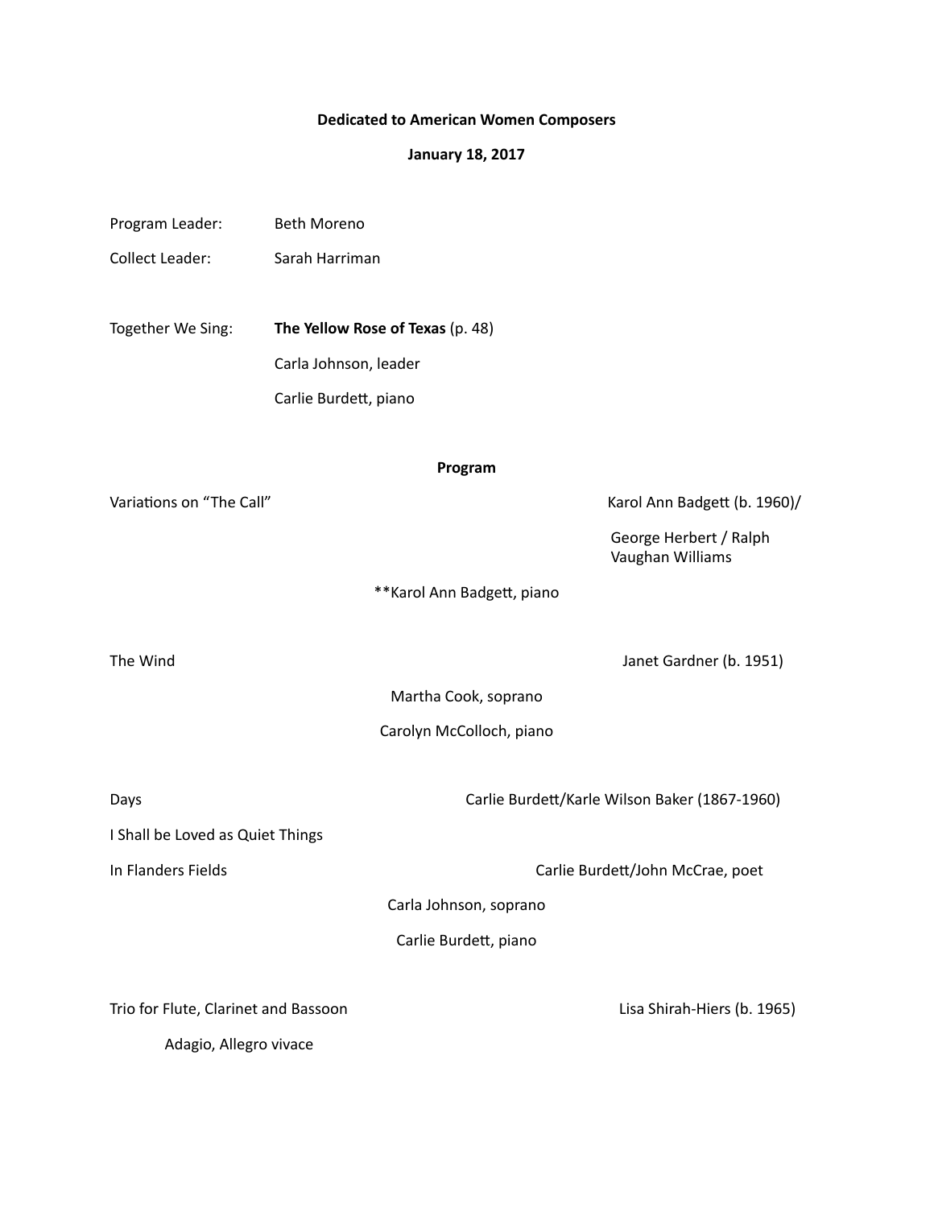**Dedicated to American Women Composers**

**January 18, 2017**

Program Leader: Beth Moreno

Collect Leader: Sarah Harriman

Together We Sing: **The Yellow Rose of Texas** (p. 48)

Carla Johnson, leader

Carlie Burdett, piano

**Program**

Variations on "The Call" — Karol Ann Badgett (b. 1960)/ George Herbert / Ralph Vaughan Williams

**Karol Ann Badgett, piano

The Wind — Janet Gardner (b. 1951)

Martha Cook, soprano

Carolyn McColloch, piano

Days — Carlie Burdett/Karle Wilson Baker (1867-1960)

I Shall be Loved as Quiet Things

In Flanders Fields — Carlie Burdett/John McCrae, poet

Carla Johnson, soprano

Carlie Burdett, piano

Trio for Flute, Clarinet and Bassoon — Lisa Shirah-Hiers (b. 1965)

Adagio, Allegro vivace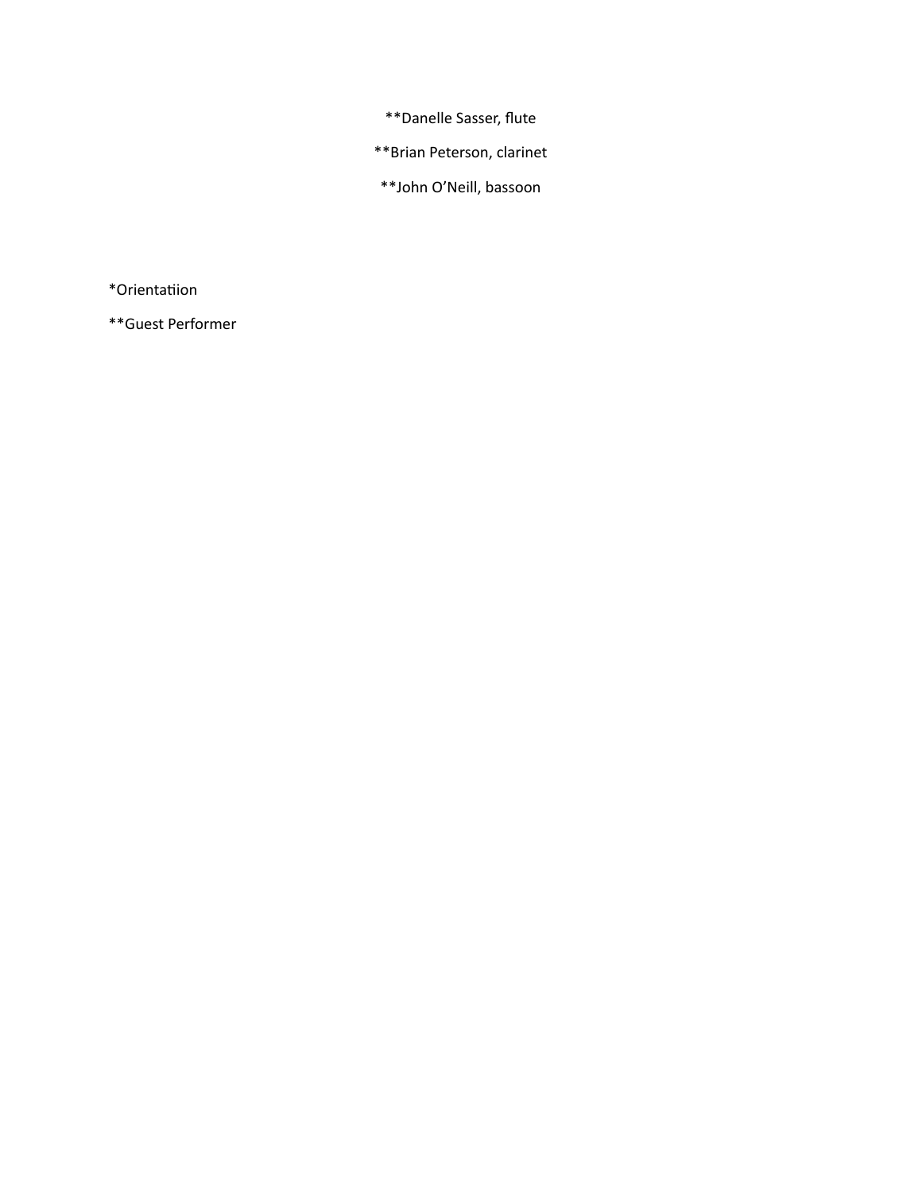**Danelle Sasser, flute

**Brian Peterson, clarinet

**John O'Neill, bassoon

*Orientatiion

**Guest Performer